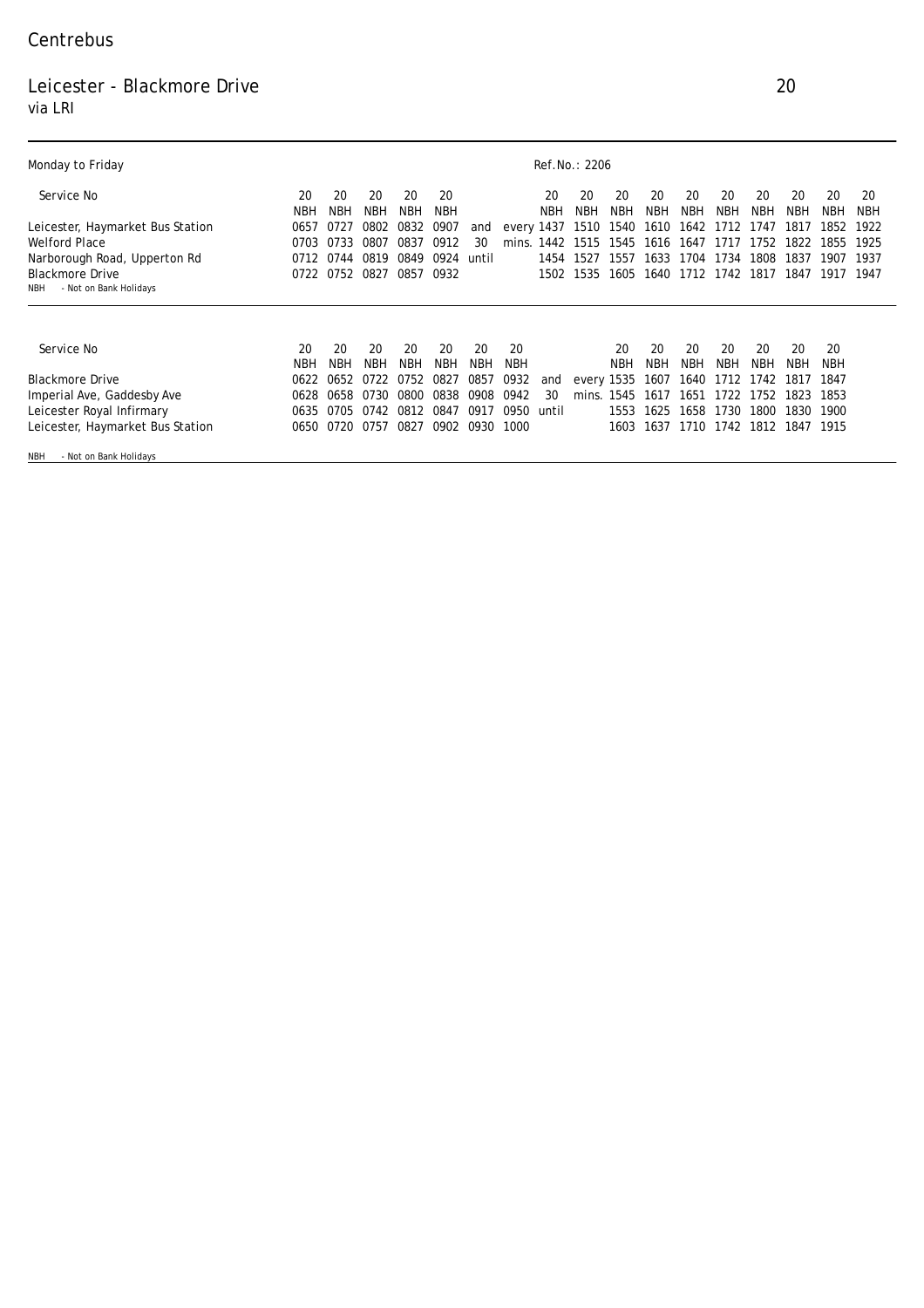# Centrebus

## Leicester - Blackmore Drive

## 20

via LRI

Monday to Friday

Ref.No.: 2206

| Service No | 20 | 20 | 20 | 20 | 20 | | | 20 | 20 | 20 | 20 | 20 | 20 | 20 | 20 | 20 | 20 |
|---|---|---|---|---|---|---|---|---|---|---|---|---|---|---|---|---|---|
| | NBH | NBH | NBH | NBH | NBH | | | NBH | NBH | NBH | NBH | NBH | NBH | NBH | NBH | NBH | NBH |
| Leicester, Haymarket Bus Station | 0657 | 0727 | 0802 | 0832 | 0907 | and | every | 1437 | 1510 | 1540 | 1610 | 1642 | 1712 | 1747 | 1817 | 1852 | 1922 |
| Welford Place | 0703 | 0733 | 0807 | 0837 | 0912 | 30 | mins. | 1442 | 1515 | 1545 | 1616 | 1647 | 1717 | 1752 | 1822 | 1855 | 1925 |
| Narborough Road, Upperton Rd | 0712 | 0744 | 0819 | 0849 | 0924 | until | | 1454 | 1527 | 1557 | 1633 | 1704 | 1734 | 1808 | 1837 | 1907 | 1937 |
| Blackmore Drive | 0722 | 0752 | 0827 | 0857 | 0932 | | | 1502 | 1535 | 1605 | 1640 | 1712 | 1742 | 1817 | 1847 | 1917 | 1947 |

NBH - Not on Bank Holidays

| Service No | 20 | 20 | 20 | 20 | 20 | 20 | 20 | | | 20 | 20 | 20 | 20 | 20 | 20 | 20 |
|---|---|---|---|---|---|---|---|---|---|---|---|---|---|---|---|---|
| | NBH | NBH | NBH | NBH | NBH | NBH | NBH | | | NBH | NBH | NBH | NBH | NBH | NBH | NBH |
| Blackmore Drive | 0622 | 0652 | 0722 | 0752 | 0827 | 0857 | 0932 | and | every | 1535 | 1607 | 1640 | 1712 | 1742 | 1817 | 1847 |
| Imperial Ave, Gaddesby Ave | 0628 | 0658 | 0730 | 0800 | 0838 | 0908 | 0942 | 30 | mins. | 1545 | 1617 | 1651 | 1722 | 1752 | 1823 | 1853 |
| Leicester Royal Infirmary | 0635 | 0705 | 0742 | 0812 | 0847 | 0917 | 0950 | until | | 1553 | 1625 | 1658 | 1730 | 1800 | 1830 | 1900 |
| Leicester, Haymarket Bus Station | 0650 | 0720 | 0757 | 0827 | 0902 | 0930 | 1000 | | | 1603 | 1637 | 1710 | 1742 | 1812 | 1847 | 1915 |

NBH - Not on Bank Holidays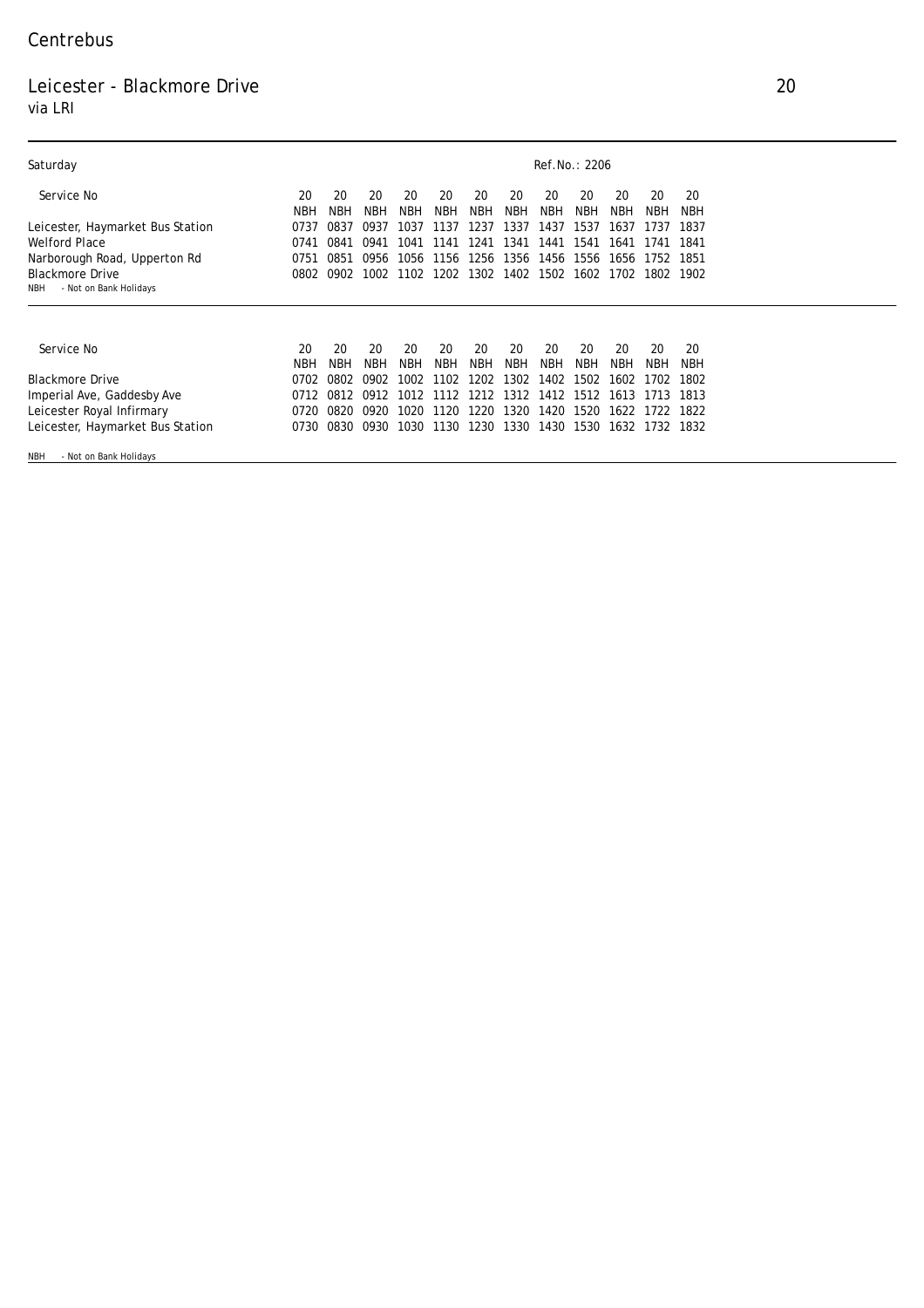Centrebus

# Leicester - Blackmore Drive 20

via LRI

Saturday Ref.No.: 2206

| Service No | 20 | 20 | 20 | 20 | 20 | 20 | 20 | 20 | 20 | 20 | 20 | 20 |
|---|---|---|---|---|---|---|---|---|---|---|---|---|
| | NBH | NBH | NBH | NBH | NBH | NBH | NBH | NBH | NBH | NBH | NBH | NBH |
| Leicester, Haymarket Bus Station | 0737 | 0837 | 0937 | 1037 | 1137 | 1237 | 1337 | 1437 | 1537 | 1637 | 1737 | 1837 |
| Welford Place | 0741 | 0841 | 0941 | 1041 | 1141 | 1241 | 1341 | 1441 | 1541 | 1641 | 1741 | 1841 |
| Narborough Road, Upperton Rd | 0751 | 0851 | 0956 | 1056 | 1156 | 1256 | 1356 | 1456 | 1556 | 1656 | 1752 | 1851 |
| Blackmore Drive | 0802 | 0902 | 1002 | 1102 | 1202 | 1302 | 1402 | 1502 | 1602 | 1702 | 1802 | 1902 |

NBH - Not on Bank Holidays

| Service No | 20 | 20 | 20 | 20 | 20 | 20 | 20 | 20 | 20 | 20 | 20 | 20 |
|---|---|---|---|---|---|---|---|---|---|---|---|---|
| | NBH | NBH | NBH | NBH | NBH | NBH | NBH | NBH | NBH | NBH | NBH | NBH |
| Blackmore Drive | 0702 | 0802 | 0902 | 1002 | 1102 | 1202 | 1302 | 1402 | 1502 | 1602 | 1702 | 1802 |
| Imperial Ave, Gaddesby Ave | 0712 | 0812 | 0912 | 1012 | 1112 | 1212 | 1312 | 1412 | 1512 | 1613 | 1713 | 1813 |
| Leicester Royal Infirmary | 0720 | 0820 | 0920 | 1020 | 1120 | 1220 | 1320 | 1420 | 1520 | 1622 | 1722 | 1822 |
| Leicester, Haymarket Bus Station | 0730 | 0830 | 0930 | 1030 | 1130 | 1230 | 1330 | 1430 | 1530 | 1632 | 1732 | 1832 |

NBH - Not on Bank Holidays